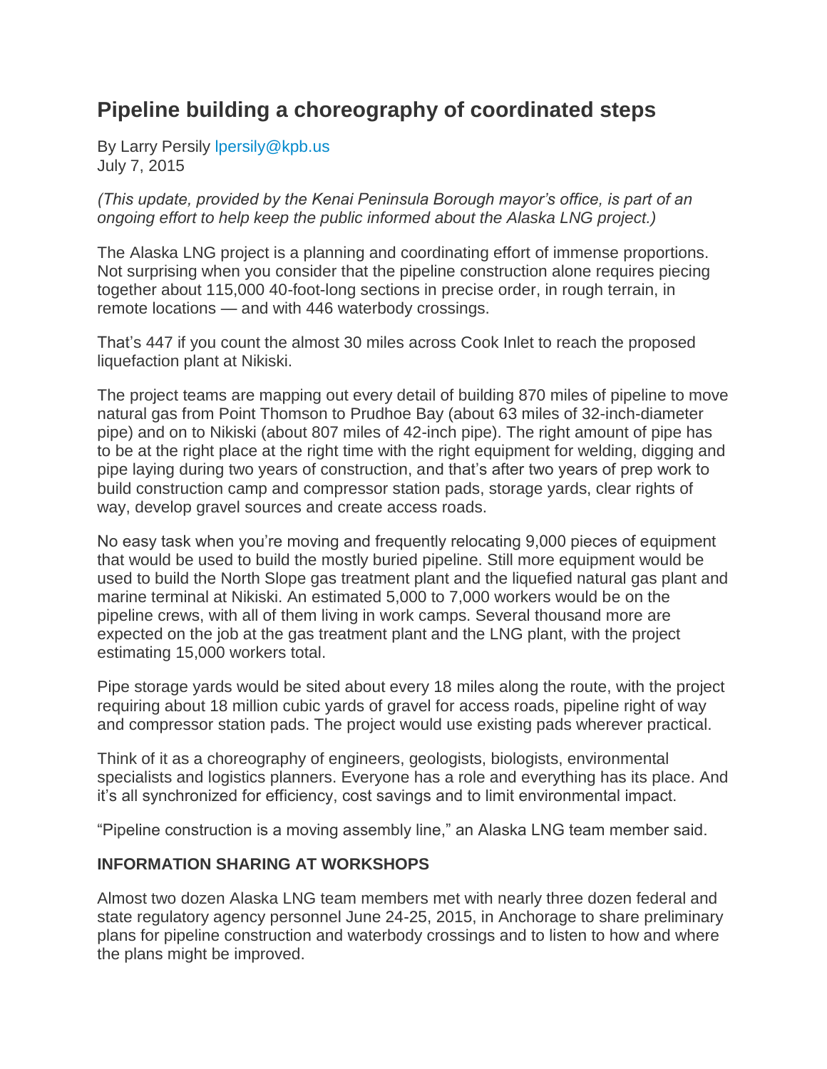# Pipeline building a choreography of coordinated steps

By Larry Persily lpersily@kpb.us
July 7, 2015

*(This update, provided by the Kenai Peninsula Borough mayor's office, is part of an ongoing effort to help keep the public informed about the Alaska LNG project.)*

The Alaska LNG project is a planning and coordinating effort of immense proportions. Not surprising when you consider that the pipeline construction alone requires piecing together about 115,000 40-foot-long sections in precise order, in rough terrain, in remote locations — and with 446 waterbody crossings.

That's 447 if you count the almost 30 miles across Cook Inlet to reach the proposed liquefaction plant at Nikiski.

The project teams are mapping out every detail of building 870 miles of pipeline to move natural gas from Point Thomson to Prudhoe Bay (about 63 miles of 32-inch-diameter pipe) and on to Nikiski (about 807 miles of 42-inch pipe). The right amount of pipe has to be at the right place at the right time with the right equipment for welding, digging and pipe laying during two years of construction, and that's after two years of prep work to build construction camp and compressor station pads, storage yards, clear rights of way, develop gravel sources and create access roads.

No easy task when you're moving and frequently relocating 9,000 pieces of equipment that would be used to build the mostly buried pipeline. Still more equipment would be used to build the North Slope gas treatment plant and the liquefied natural gas plant and marine terminal at Nikiski. An estimated 5,000 to 7,000 workers would be on the pipeline crews, with all of them living in work camps. Several thousand more are expected on the job at the gas treatment plant and the LNG plant, with the project estimating 15,000 workers total.

Pipe storage yards would be sited about every 18 miles along the route, with the project requiring about 18 million cubic yards of gravel for access roads, pipeline right of way and compressor station pads. The project would use existing pads wherever practical.

Think of it as a choreography of engineers, geologists, biologists, environmental specialists and logistics planners. Everyone has a role and everything has its place. And it's all synchronized for efficiency, cost savings and to limit environmental impact.

"Pipeline construction is a moving assembly line," an Alaska LNG team member said.

**INFORMATION SHARING AT WORKSHOPS**

Almost two dozen Alaska LNG team members met with nearly three dozen federal and state regulatory agency personnel June 24-25, 2015, in Anchorage to share preliminary plans for pipeline construction and waterbody crossings and to listen to how and where the plans might be improved.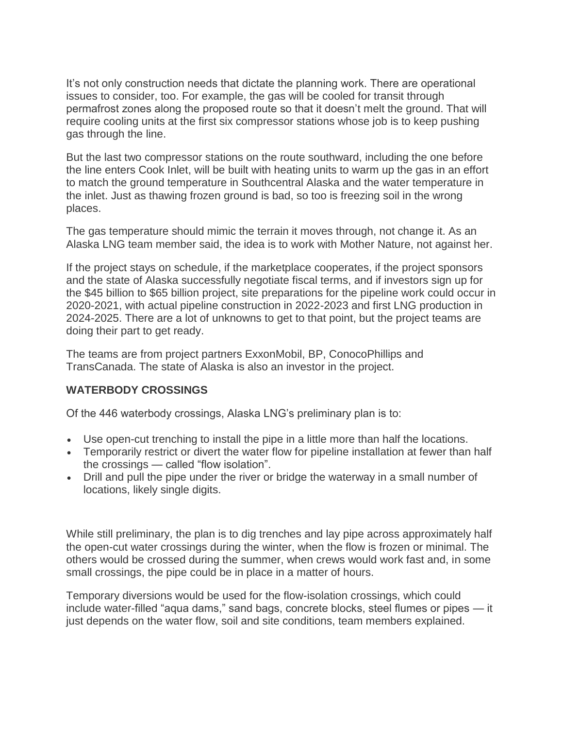It's not only construction needs that dictate the planning work. There are operational issues to consider, too. For example, the gas will be cooled for transit through permafrost zones along the proposed route so that it doesn't melt the ground. That will require cooling units at the first six compressor stations whose job is to keep pushing gas through the line.

But the last two compressor stations on the route southward, including the one before the line enters Cook Inlet, will be built with heating units to warm up the gas in an effort to match the ground temperature in Southcentral Alaska and the water temperature in the inlet. Just as thawing frozen ground is bad, so too is freezing soil in the wrong places.

The gas temperature should mimic the terrain it moves through, not change it. As an Alaska LNG team member said, the idea is to work with Mother Nature, not against her.

If the project stays on schedule, if the marketplace cooperates, if the project sponsors and the state of Alaska successfully negotiate fiscal terms, and if investors sign up for the $45 billion to $65 billion project, site preparations for the pipeline work could occur in 2020-2021, with actual pipeline construction in 2022-2023 and first LNG production in 2024-2025. There are a lot of unknowns to get to that point, but the project teams are doing their part to get ready.

The teams are from project partners ExxonMobil, BP, ConocoPhillips and TransCanada. The state of Alaska is also an investor in the project.

**WATERBODY CROSSINGS**

Of the 446 waterbody crossings, Alaska LNG's preliminary plan is to:

- Use open-cut trenching to install the pipe in a little more than half the locations.
- Temporarily restrict or divert the water flow for pipeline installation at fewer than half the crossings — called "flow isolation".
- Drill and pull the pipe under the river or bridge the waterway in a small number of locations, likely single digits.

While still preliminary, the plan is to dig trenches and lay pipe across approximately half the open-cut water crossings during the winter, when the flow is frozen or minimal. The others would be crossed during the summer, when crews would work fast and, in some small crossings, the pipe could be in place in a matter of hours.

Temporary diversions would be used for the flow-isolation crossings, which could include water-filled "aqua dams," sand bags, concrete blocks, steel flumes or pipes — it just depends on the water flow, soil and site conditions, team members explained.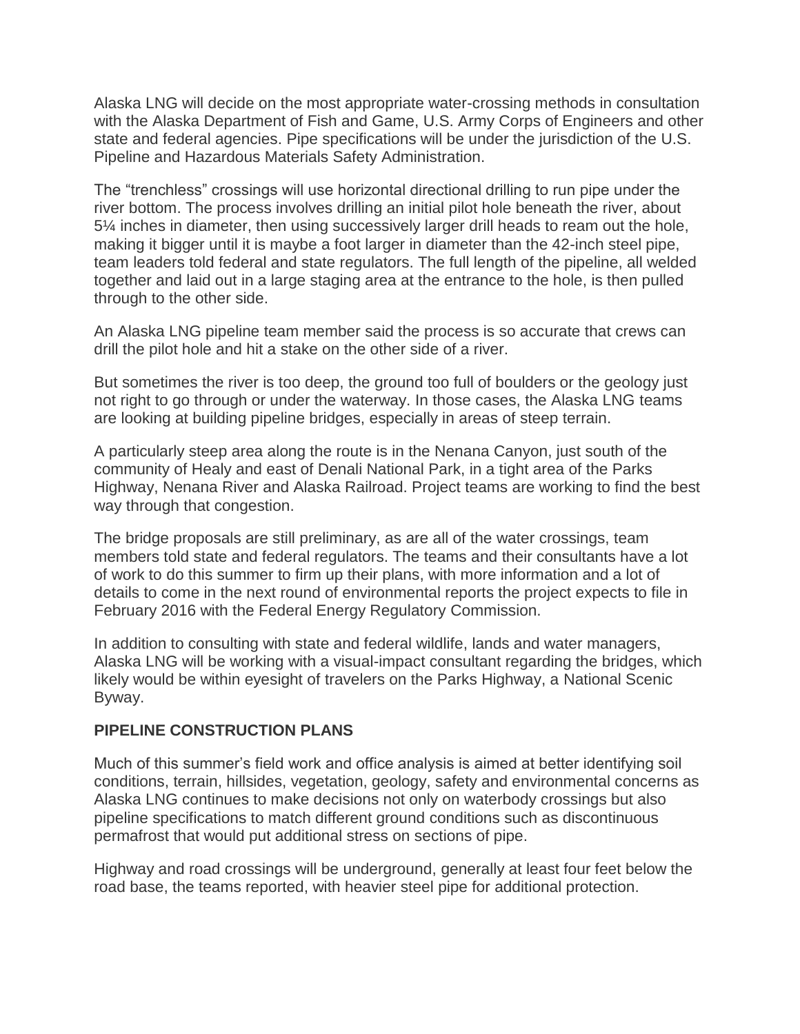Alaska LNG will decide on the most appropriate water-crossing methods in consultation with the Alaska Department of Fish and Game, U.S. Army Corps of Engineers and other state and federal agencies. Pipe specifications will be under the jurisdiction of the U.S. Pipeline and Hazardous Materials Safety Administration.

The "trenchless" crossings will use horizontal directional drilling to run pipe under the river bottom. The process involves drilling an initial pilot hole beneath the river, about 5¼ inches in diameter, then using successively larger drill heads to ream out the hole, making it bigger until it is maybe a foot larger in diameter than the 42-inch steel pipe, team leaders told federal and state regulators. The full length of the pipeline, all welded together and laid out in a large staging area at the entrance to the hole, is then pulled through to the other side.

An Alaska LNG pipeline team member said the process is so accurate that crews can drill the pilot hole and hit a stake on the other side of a river.

But sometimes the river is too deep, the ground too full of boulders or the geology just not right to go through or under the waterway. In those cases, the Alaska LNG teams are looking at building pipeline bridges, especially in areas of steep terrain.

A particularly steep area along the route is in the Nenana Canyon, just south of the community of Healy and east of Denali National Park, in a tight area of the Parks Highway, Nenana River and Alaska Railroad. Project teams are working to find the best way through that congestion.

The bridge proposals are still preliminary, as are all of the water crossings, team members told state and federal regulators. The teams and their consultants have a lot of work to do this summer to firm up their plans, with more information and a lot of details to come in the next round of environmental reports the project expects to file in February 2016 with the Federal Energy Regulatory Commission.

In addition to consulting with state and federal wildlife, lands and water managers, Alaska LNG will be working with a visual-impact consultant regarding the bridges, which likely would be within eyesight of travelers on the Parks Highway, a National Scenic Byway.

**PIPELINE CONSTRUCTION PLANS**

Much of this summer's field work and office analysis is aimed at better identifying soil conditions, terrain, hillsides, vegetation, geology, safety and environmental concerns as Alaska LNG continues to make decisions not only on waterbody crossings but also pipeline specifications to match different ground conditions such as discontinuous permafrost that would put additional stress on sections of pipe.

Highway and road crossings will be underground, generally at least four feet below the road base, the teams reported, with heavier steel pipe for additional protection.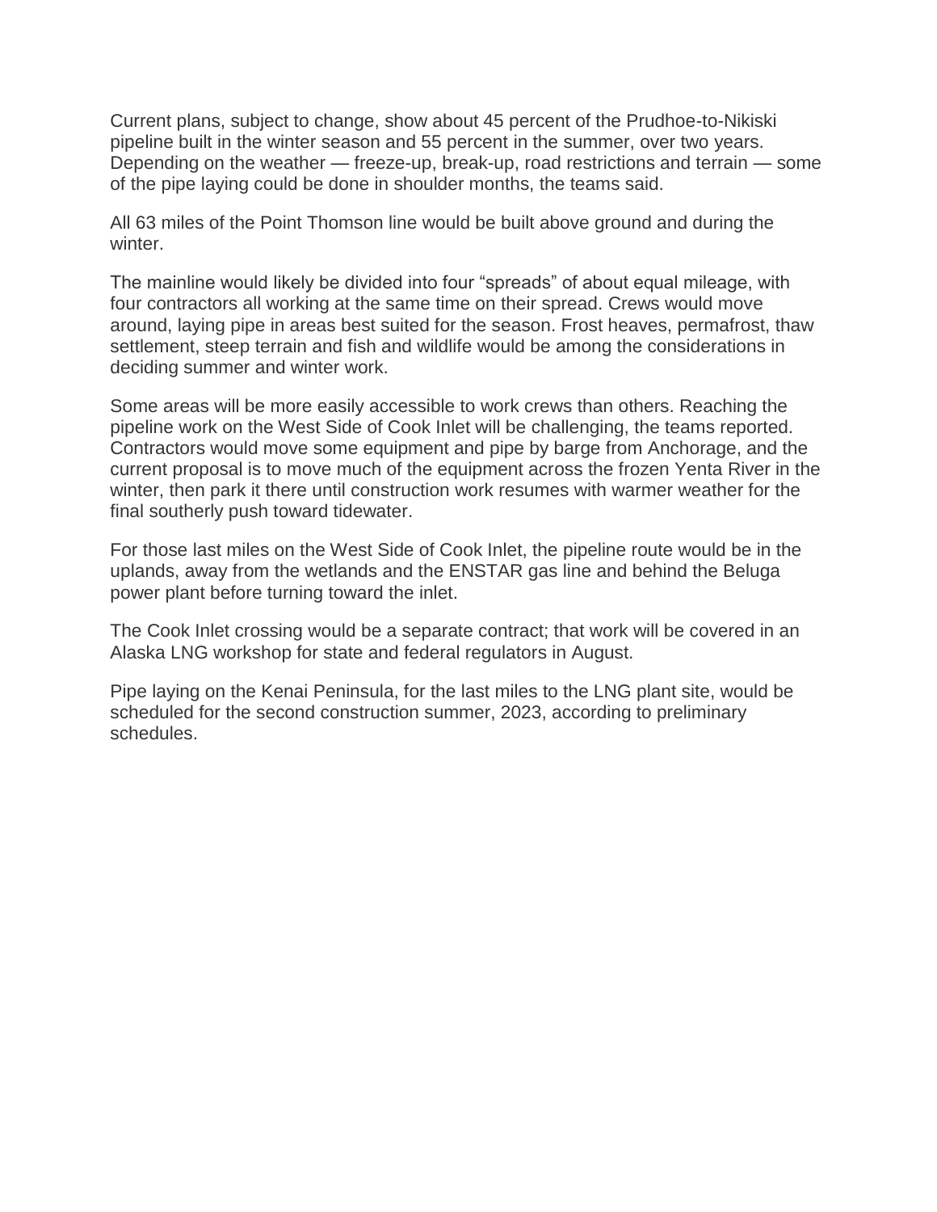Current plans, subject to change, show about 45 percent of the Prudhoe-to-Nikiski pipeline built in the winter season and 55 percent in the summer, over two years. Depending on the weather — freeze-up, break-up, road restrictions and terrain — some of the pipe laying could be done in shoulder months, the teams said.

All 63 miles of the Point Thomson line would be built above ground and during the winter.

The mainline would likely be divided into four "spreads" of about equal mileage, with four contractors all working at the same time on their spread. Crews would move around, laying pipe in areas best suited for the season. Frost heaves, permafrost, thaw settlement, steep terrain and fish and wildlife would be among the considerations in deciding summer and winter work.

Some areas will be more easily accessible to work crews than others. Reaching the pipeline work on the West Side of Cook Inlet will be challenging, the teams reported. Contractors would move some equipment and pipe by barge from Anchorage, and the current proposal is to move much of the equipment across the frozen Yenta River in the winter, then park it there until construction work resumes with warmer weather for the final southerly push toward tidewater.

For those last miles on the West Side of Cook Inlet, the pipeline route would be in the uplands, away from the wetlands and the ENSTAR gas line and behind the Beluga power plant before turning toward the inlet.

The Cook Inlet crossing would be a separate contract; that work will be covered in an Alaska LNG workshop for state and federal regulators in August.

Pipe laying on the Kenai Peninsula, for the last miles to the LNG plant site, would be scheduled for the second construction summer, 2023, according to preliminary schedules.